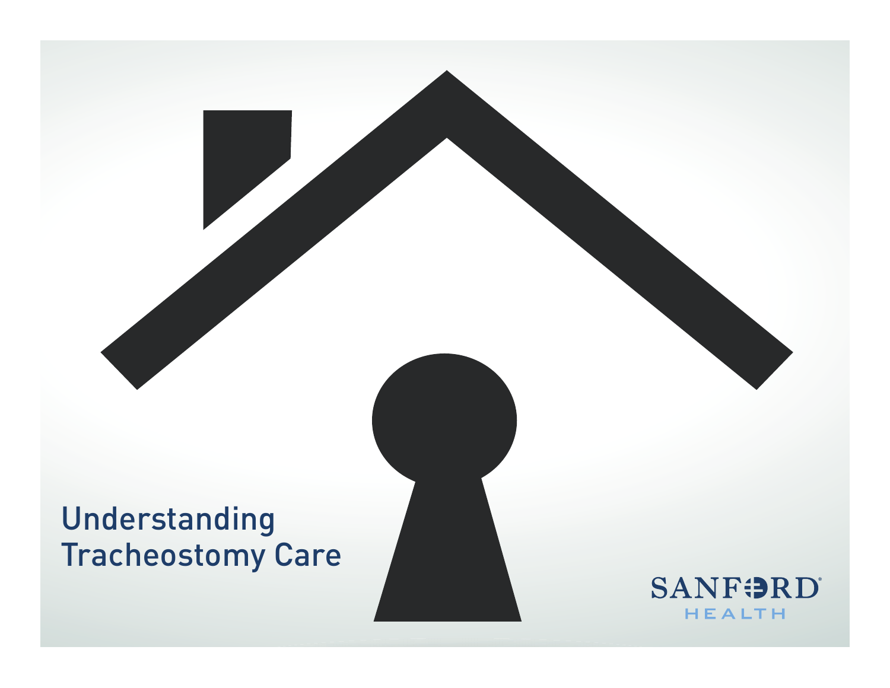# Understanding Tracheostomy Care

SANFORD HEALTH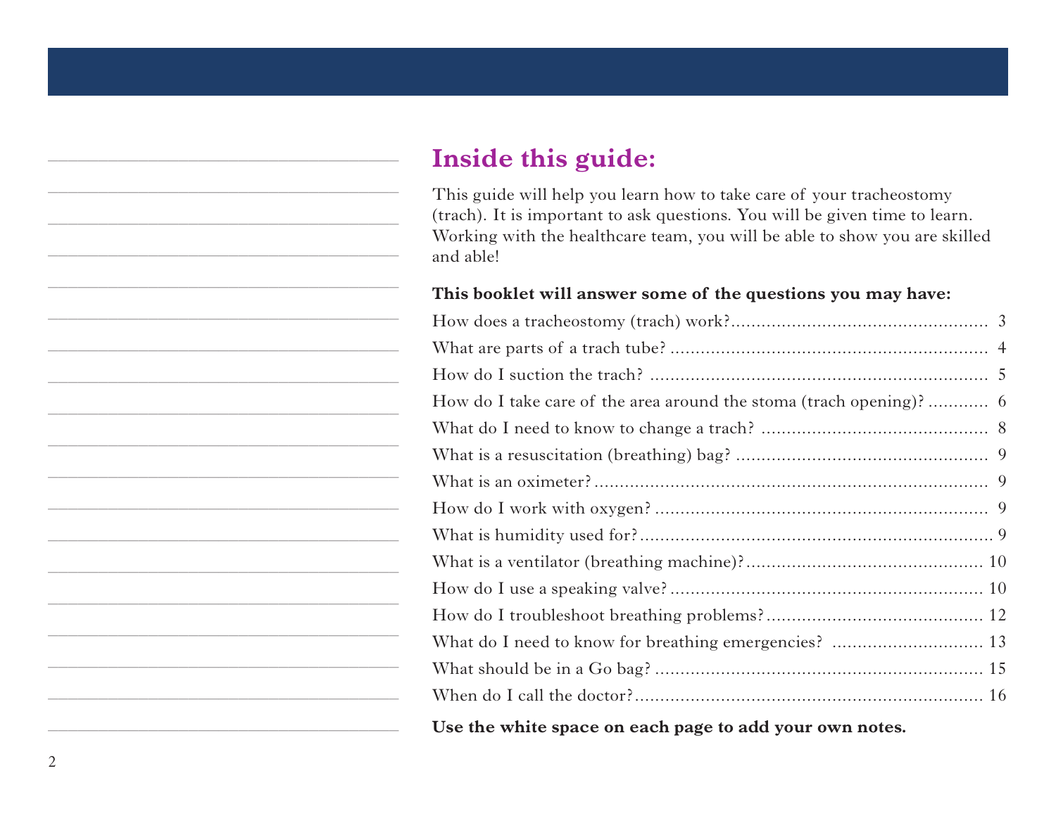## Inside this guide:

This guide will help you learn how to take care of your tracheostomy (trach). It is important to ask questions. You will be given time to learn. Working with the healthcare team, you will be able to show you are skilled and able!

**This booklet will answer some of the questions you may have:**

| | |
|---|---|
| How does a tracheostomy (trach) work? | 3 |
| What are parts of a trach tube? | 4 |
| How do I suction the trach? | 5 |
| How do I take care of the area around the stoma (trach opening)? | 6 |
| What do I need to know to change a trach? | 8 |
| What is a resuscitation (breathing) bag? | 9 |
| What is an oximeter? | 9 |
| How do I work with oxygen? | 9 |
| What is humidity used for? | 9 |
| What is a ventilator (breathing machine)? | 10 |
| How do I use a speaking valve? | 10 |
| How do I troubleshoot breathing problems? | 12 |
| What do I need to know for breathing emergencies? | 13 |
| What should be in a Go bag? | 15 |
| When do I call the doctor? | 16 |

**Use the white space on each page to add your own notes.**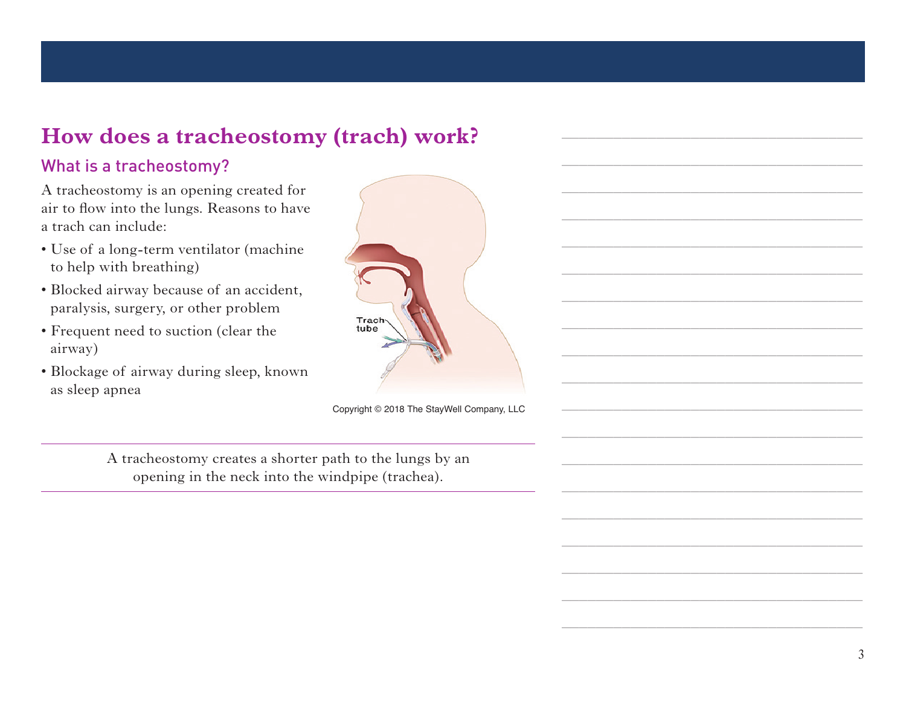# How does a tracheostomy (trach) work?

## What is a tracheostomy?

A tracheostomy is an opening created for air to flow into the lungs. Reasons to have a trach can include:

- Use of a long-term ventilator (machine to help with breathing)
- Blocked airway because of an accident, paralysis, surgery, or other problem
- Frequent need to suction (clear the airway)
- Blockage of airway during sleep, known as sleep apnea

Trach tube

Copyright © 2018 The StayWell Company, LLC

---

A tracheostomy creates a shorter path to the lungs by an opening in the neck into the windpipe (trachea).

---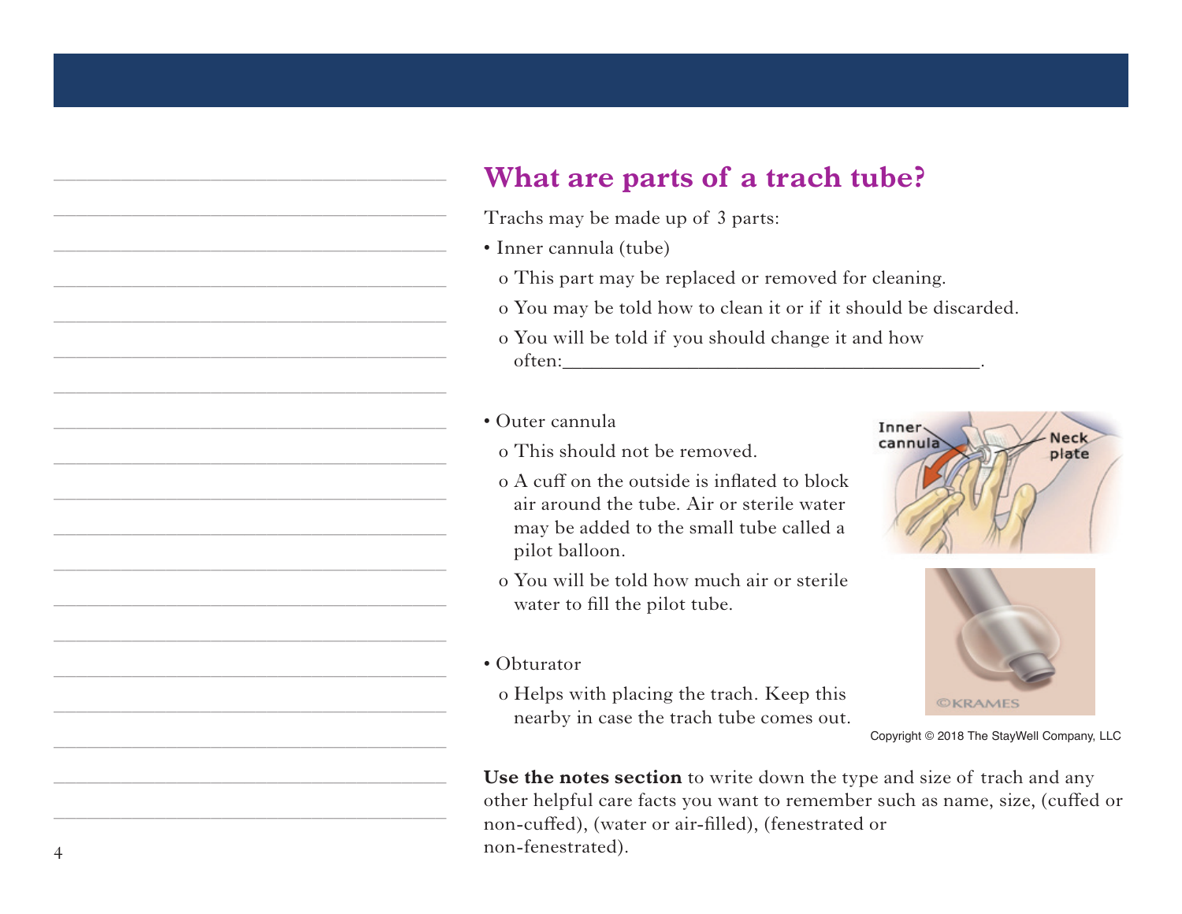## What are parts of a trach tube?

Trachs may be made up of 3 parts:

- Inner cannula (tube)
  - This part may be replaced or removed for cleaning.
  - You may be told how to clean it or if it should be discarded.
  - You will be told if you should change it and how often:___________________________________________.

- Outer cannula
  - This should not be removed.
  - A cuff on the outside is inflated to block air around the tube. Air or sterile water may be added to the small tube called a pilot balloon.
  - You will be told how much air or sterile water to fill the pilot tube.

- Obturator
  - Helps with placing the trach. Keep this nearby in case the trach tube comes out.

Copyright © 2018 The StayWell Company, LLC

**Use the notes section** to write down the type and size of trach and any other helpful care facts you want to remember such as name, size, (cuffed or non-cuffed), (water or air-filled), (fenestrated or non-fenestrated).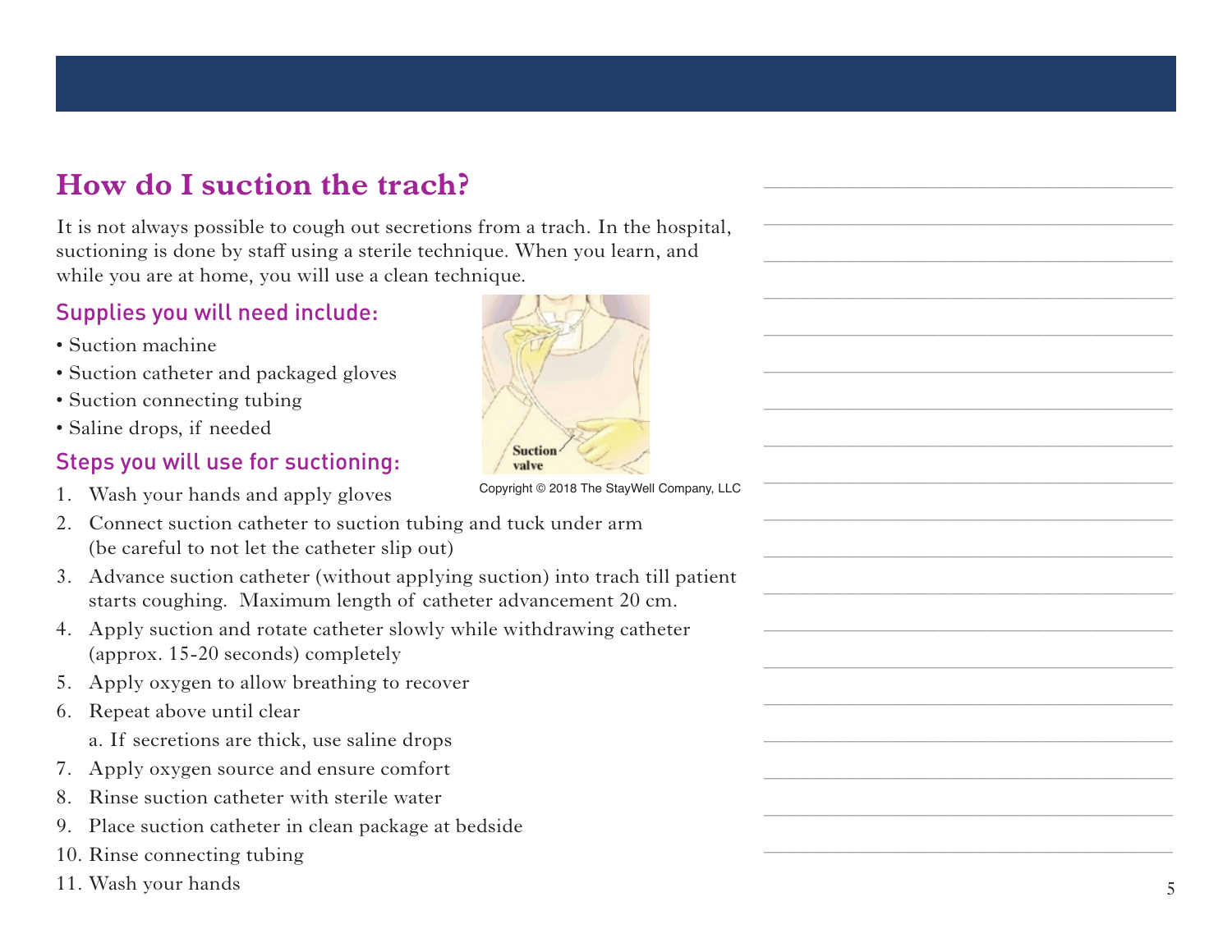## How do I suction the trach?

It is not always possible to cough out secretions from a trach. In the hospital, suctioning is done by staff using a sterile technique. When you learn, and while you are at home, you will use a clean technique.

### Supplies you will need include:

- Suction machine
- Suction catheter and packaged gloves
- Suction connecting tubing
- Saline drops, if needed

Copyright © 2018 The StayWell Company, LLC

### Steps you will use for suctioning:

1. Wash your hands and apply gloves
2. Connect suction catheter to suction tubing and tuck under arm (be careful to not let the catheter slip out)
3. Advance suction catheter (without applying suction) into trach till patient starts coughing. Maximum length of catheter advancement 20 cm.
4. Apply suction and rotate catheter slowly while withdrawing catheter (approx. 15-20 seconds) completely
5. Apply oxygen to allow breathing to recover
6. Repeat above until clear
   a. If secretions are thick, use saline drops
7. Apply oxygen source and ensure comfort
8. Rinse suction catheter with sterile water
9. Place suction catheter in clean package at bedside
10. Rinse connecting tubing
11. Wash your hands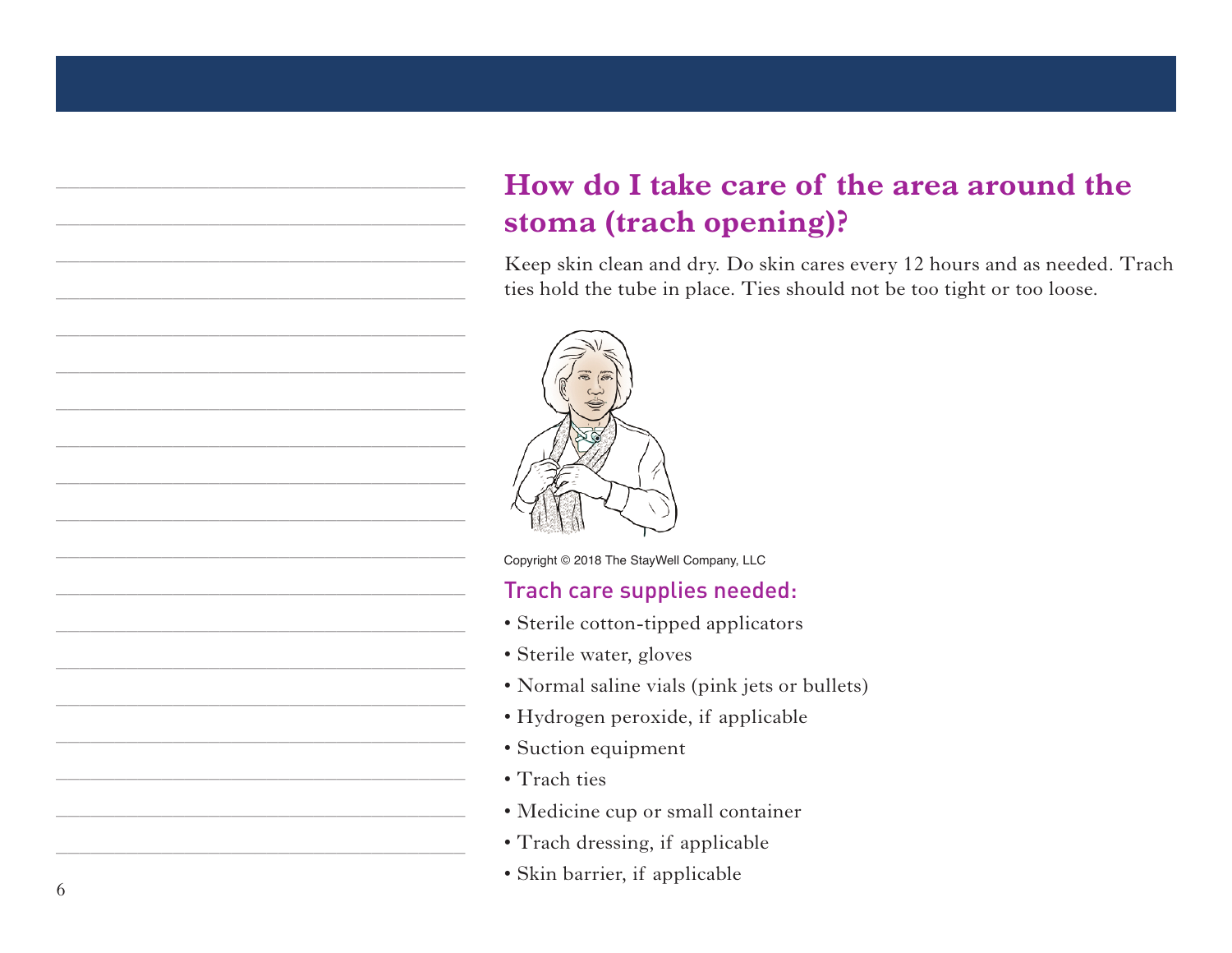## How do I take care of the area around the stoma (trach opening)?

Keep skin clean and dry. Do skin cares every 12 hours and as needed. Trach ties hold the tube in place. Ties should not be too tight or too loose.

Copyright © 2018 The StayWell Company, LLC

### Trach care supplies needed:

- Sterile cotton-tipped applicators
- Sterile water, gloves
- Normal saline vials (pink jets or bullets)
- Hydrogen peroxide, if applicable
- Suction equipment
- Trach ties
- Medicine cup or small container
- Trach dressing, if applicable
- Skin barrier, if applicable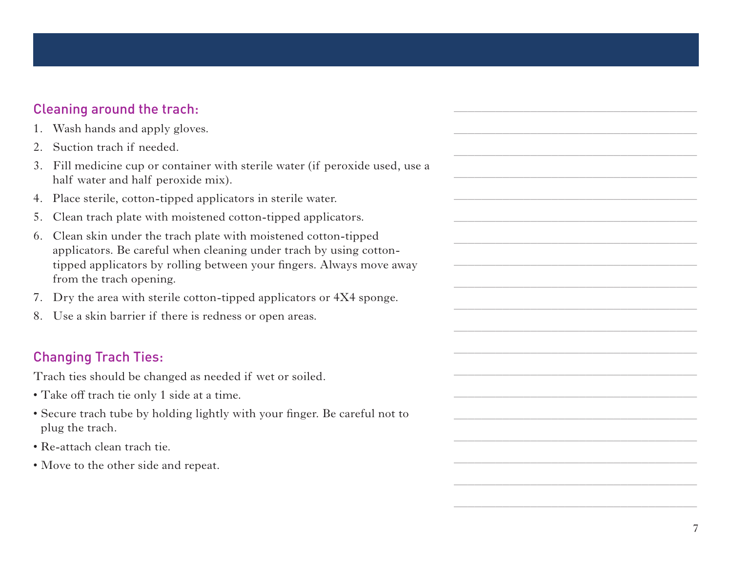## Cleaning around the trach:

1. Wash hands and apply gloves.
2. Suction trach if needed.
3. Fill medicine cup or container with sterile water (if peroxide used, use a half water and half peroxide mix).
4. Place sterile, cotton-tipped applicators in sterile water.
5. Clean trach plate with moistened cotton-tipped applicators.
6. Clean skin under the trach plate with moistened cotton-tipped applicators. Be careful when cleaning under trach by using cotton-tipped applicators by rolling between your fingers. Always move away from the trach opening.
7. Dry the area with sterile cotton-tipped applicators or 4X4 sponge.
8. Use a skin barrier if there is redness or open areas.

## Changing Trach Ties:

Trach ties should be changed as needed if wet or soiled.

- Take off trach tie only 1 side at a time.
- Secure trach tube by holding lightly with your finger. Be careful not to plug the trach.
- Re-attach clean trach tie.
- Move to the other side and repeat.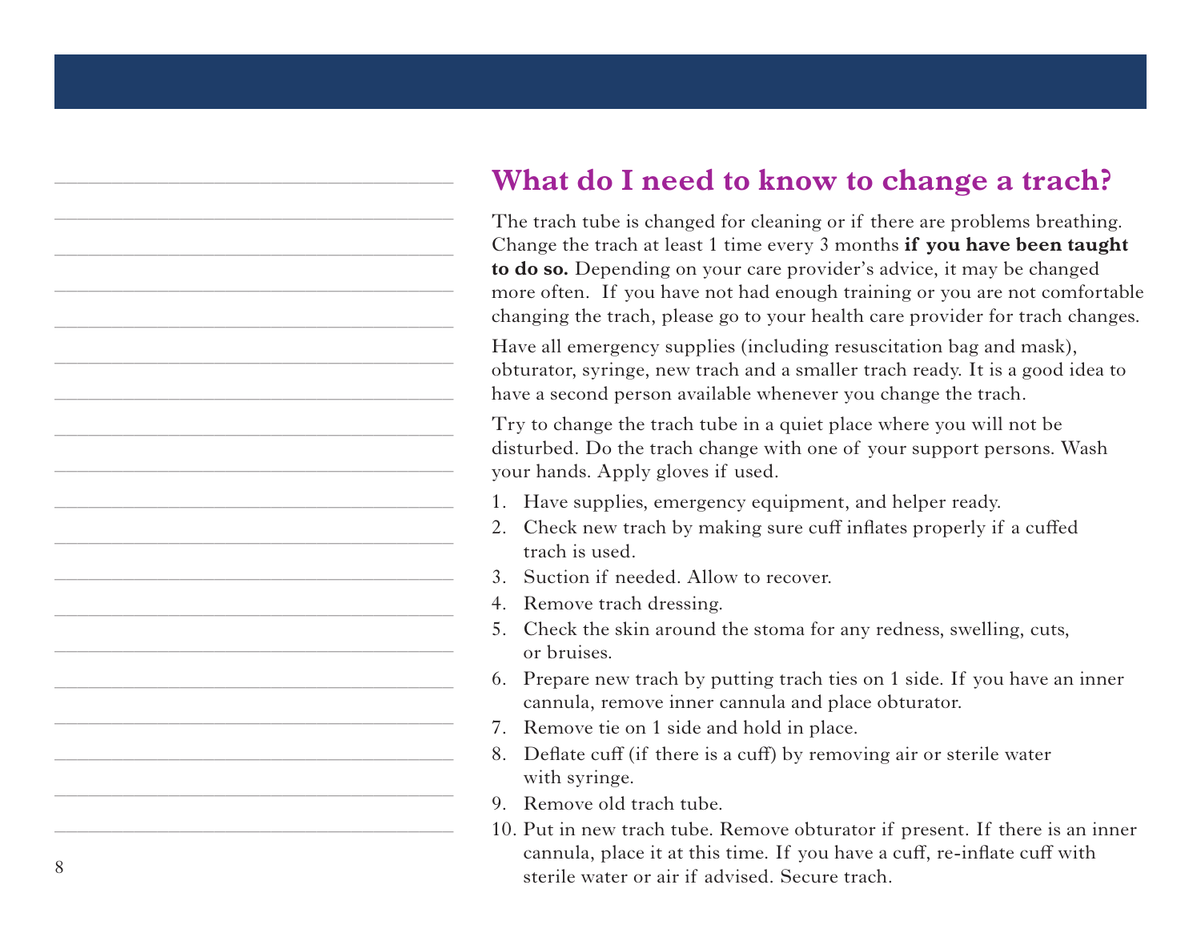## What do I need to know to change a trach?

The trach tube is changed for cleaning or if there are problems breathing. Change the trach at least 1 time every 3 months **if you have been taught to do so.** Depending on your care provider's advice, it may be changed more often. If you have not had enough training or you are not comfortable changing the trach, please go to your health care provider for trach changes.

Have all emergency supplies (including resuscitation bag and mask), obturator, syringe, new trach and a smaller trach ready. It is a good idea to have a second person available whenever you change the trach.

Try to change the trach tube in a quiet place where you will not be disturbed. Do the trach change with one of your support persons. Wash your hands. Apply gloves if used.

1. Have supplies, emergency equipment, and helper ready.
2. Check new trach by making sure cuff inflates properly if a cuffed trach is used.
3. Suction if needed. Allow to recover.
4. Remove trach dressing.
5. Check the skin around the stoma for any redness, swelling, cuts, or bruises.
6. Prepare new trach by putting trach ties on 1 side. If you have an inner cannula, remove inner cannula and place obturator.
7. Remove tie on 1 side and hold in place.
8. Deflate cuff (if there is a cuff) by removing air or sterile water with syringe.
9. Remove old trach tube.
10. Put in new trach tube. Remove obturator if present. If there is an inner cannula, place it at this time. If you have a cuff, re-inflate cuff with sterile water or air if advised. Secure trach.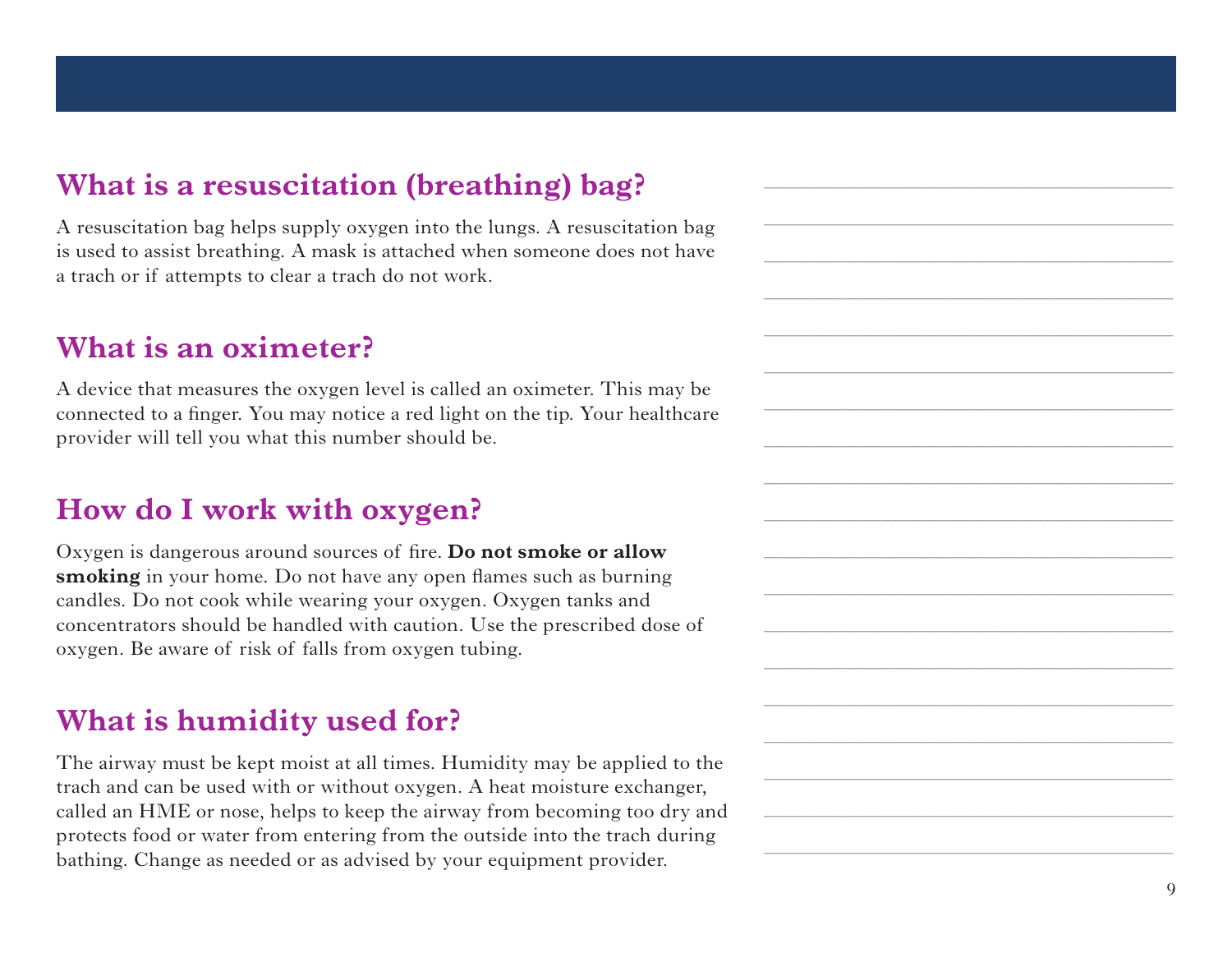## What is a resuscitation (breathing) bag?

A resuscitation bag helps supply oxygen into the lungs. A resuscitation bag is used to assist breathing. A mask is attached when someone does not have a trach or if attempts to clear a trach do not work.

## What is an oximeter?

A device that measures the oxygen level is called an oximeter. This may be connected to a finger. You may notice a red light on the tip. Your healthcare provider will tell you what this number should be.

## How do I work with oxygen?

Oxygen is dangerous around sources of fire. **Do not smoke or allow smoking** in your home. Do not have any open flames such as burning candles. Do not cook while wearing your oxygen. Oxygen tanks and concentrators should be handled with caution. Use the prescribed dose of oxygen. Be aware of risk of falls from oxygen tubing.

## What is humidity used for?

The airway must be kept moist at all times. Humidity may be applied to the trach and can be used with or without oxygen. A heat moisture exchanger, called an HME or nose, helps to keep the airway from becoming too dry and protects food or water from entering from the outside into the trach during bathing. Change as needed or as advised by your equipment provider.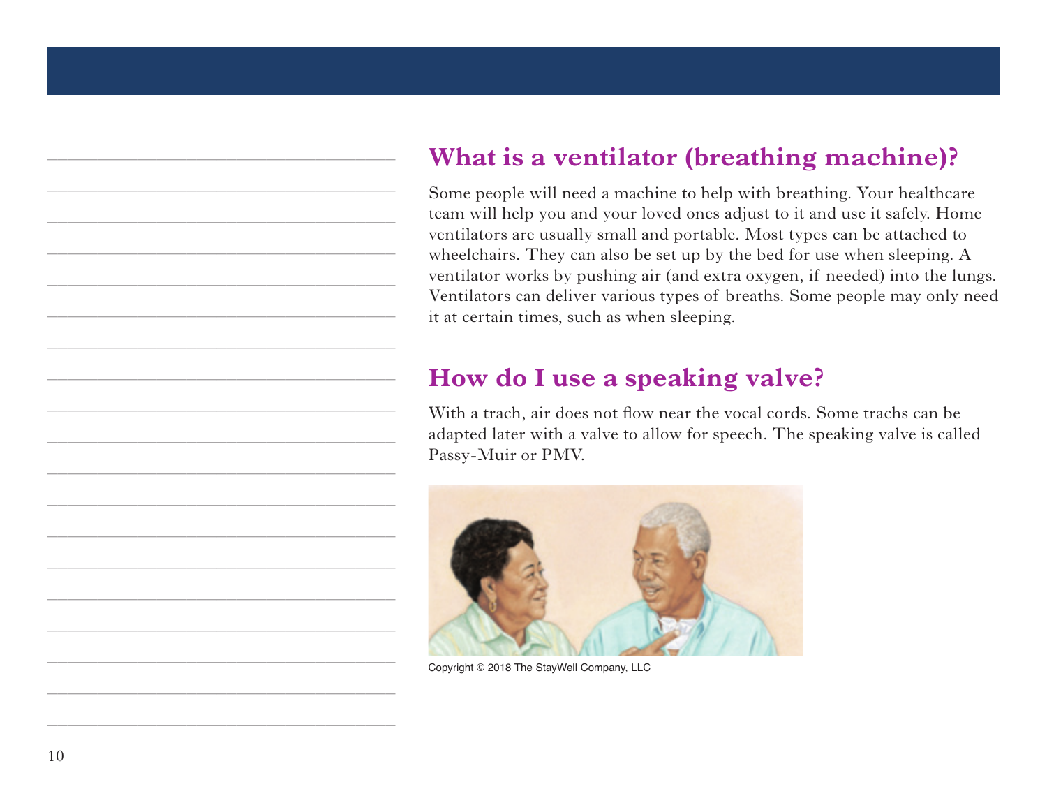## What is a ventilator (breathing machine)?

Some people will need a machine to help with breathing. Your healthcare team will help you and your loved ones adjust to it and use it safely. Home ventilators are usually small and portable. Most types can be attached to wheelchairs. They can also be set up by the bed for use when sleeping. A ventilator works by pushing air (and extra oxygen, if needed) into the lungs. Ventilators can deliver various types of breaths. Some people may only need it at certain times, such as when sleeping.

## How do I use a speaking valve?

With a trach, air does not flow near the vocal cords. Some trachs can be adapted later with a valve to allow for speech. The speaking valve is called Passy-Muir or PMV.

Copyright © 2018 The StayWell Company, LLC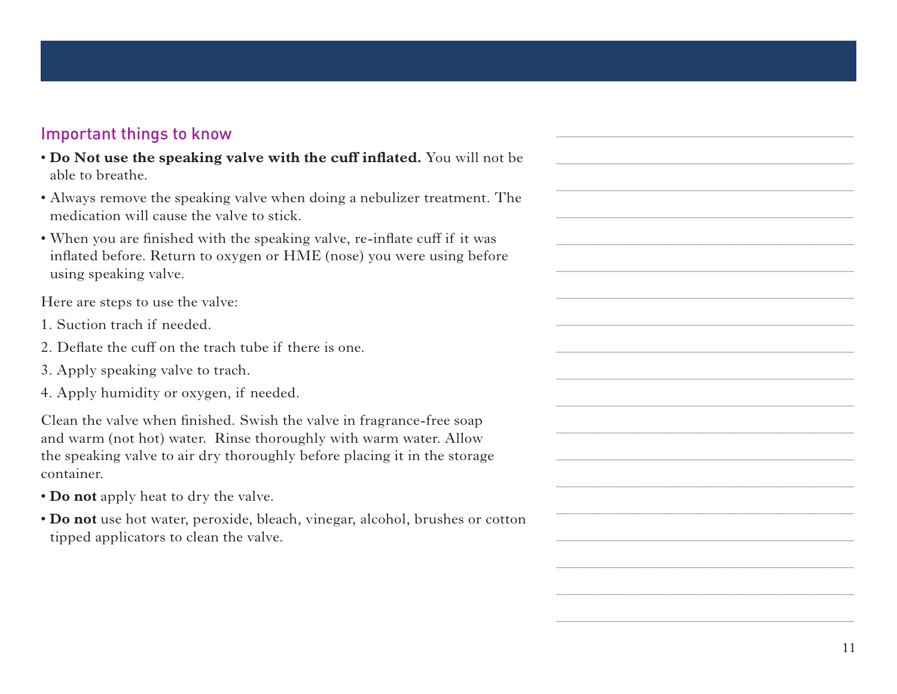## Important things to know

- **Do Not use the speaking valve with the cuff inflated.** You will not be able to breathe.
- Always remove the speaking valve when doing a nebulizer treatment. The medication will cause the valve to stick.
- When you are finished with the speaking valve, re-inflate cuff if it was inflated before. Return to oxygen or HME (nose) you were using before using speaking valve.

Here are steps to use the valve:

1. Suction trach if needed.
2. Deflate the cuff on the trach tube if there is one.
3. Apply speaking valve to trach.
4. Apply humidity or oxygen, if needed.

Clean the valve when finished. Swish the valve in fragrance-free soap and warm (not hot) water. Rinse thoroughly with warm water. Allow the speaking valve to air dry thoroughly before placing it in the storage container.

- **Do not** apply heat to dry the valve.
- **Do not** use hot water, peroxide, bleach, vinegar, alcohol, brushes or cotton tipped applicators to clean the valve.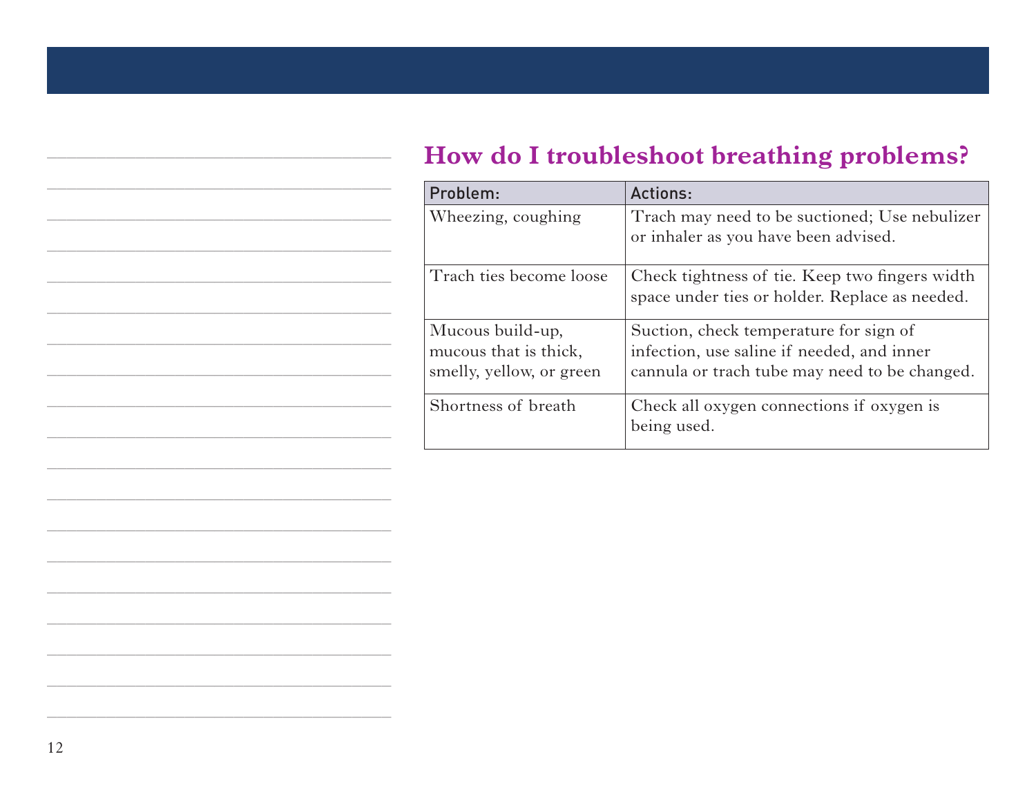## How do I troubleshoot breathing problems?

| Problem: | Actions: |
| --- | --- |
| Wheezing, coughing | Trach may need to be suctioned; Use nebulizer or inhaler as you have been advised. |
| Trach ties become loose | Check tightness of tie. Keep two fingers width space under ties or holder. Replace as needed. |
| Mucous build-up, mucous that is thick, smelly, yellow, or green | Suction, check temperature for sign of infection, use saline if needed, and inner cannula or trach tube may need to be changed. |
| Shortness of breath | Check all oxygen connections if oxygen is being used. |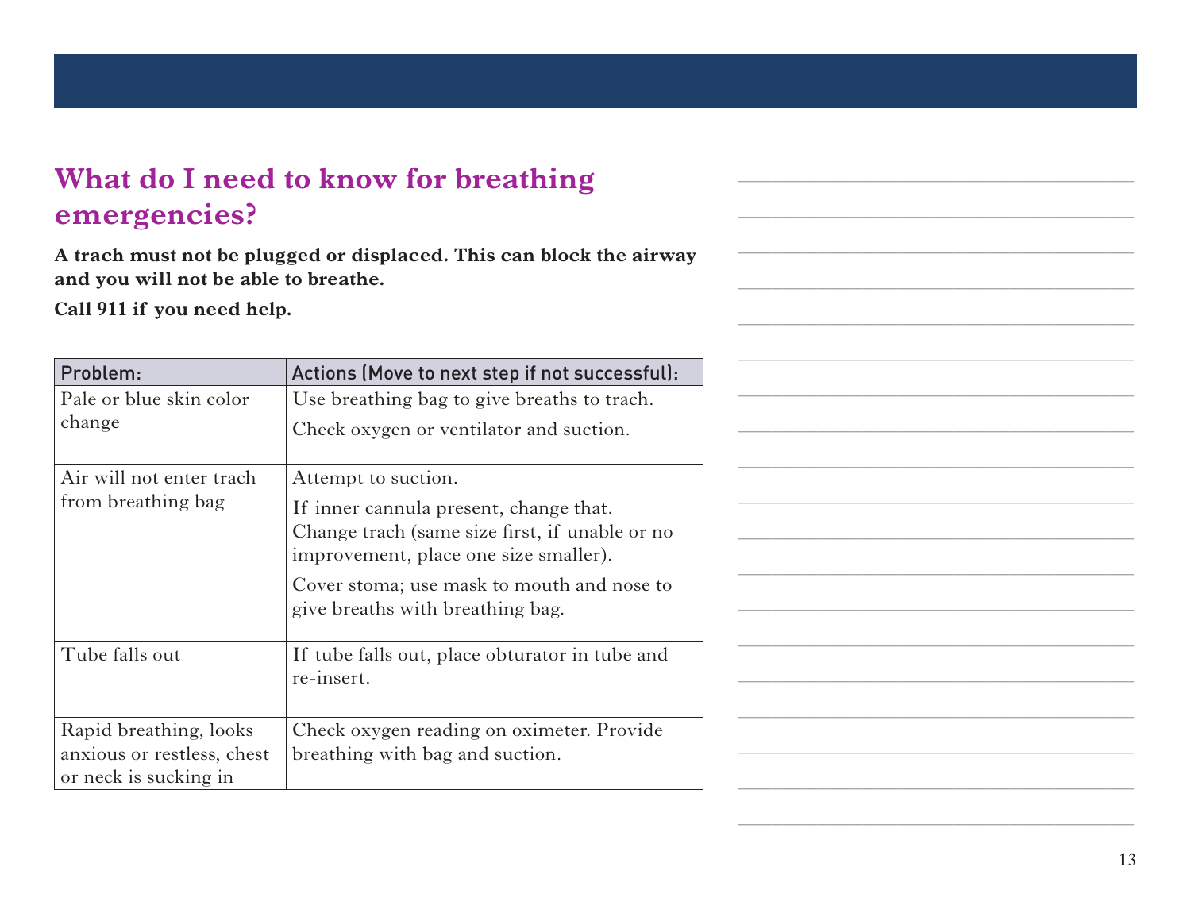## What do I need to know for breathing emergencies?

**A trach must not be plugged or displaced. This can block the airway and you will not be able to breathe.**

**Call 911 if you need help.**

| Problem: | Actions (Move to next step if not successful): |
| --- | --- |
| Pale or blue skin color change | Use breathing bag to give breaths to trach.<br>Check oxygen or ventilator and suction. |
| Air will not enter trach from breathing bag | Attempt to suction.<br>If inner cannula present, change that. Change trach (same size first, if unable or no improvement, place one size smaller).<br>Cover stoma; use mask to mouth and nose to give breaths with breathing bag. |
| Tube falls out | If tube falls out, place obturator in tube and re-insert. |
| Rapid breathing, looks anxious or restless, chest or neck is sucking in | Check oxygen reading on oximeter. Provide breathing with bag and suction. |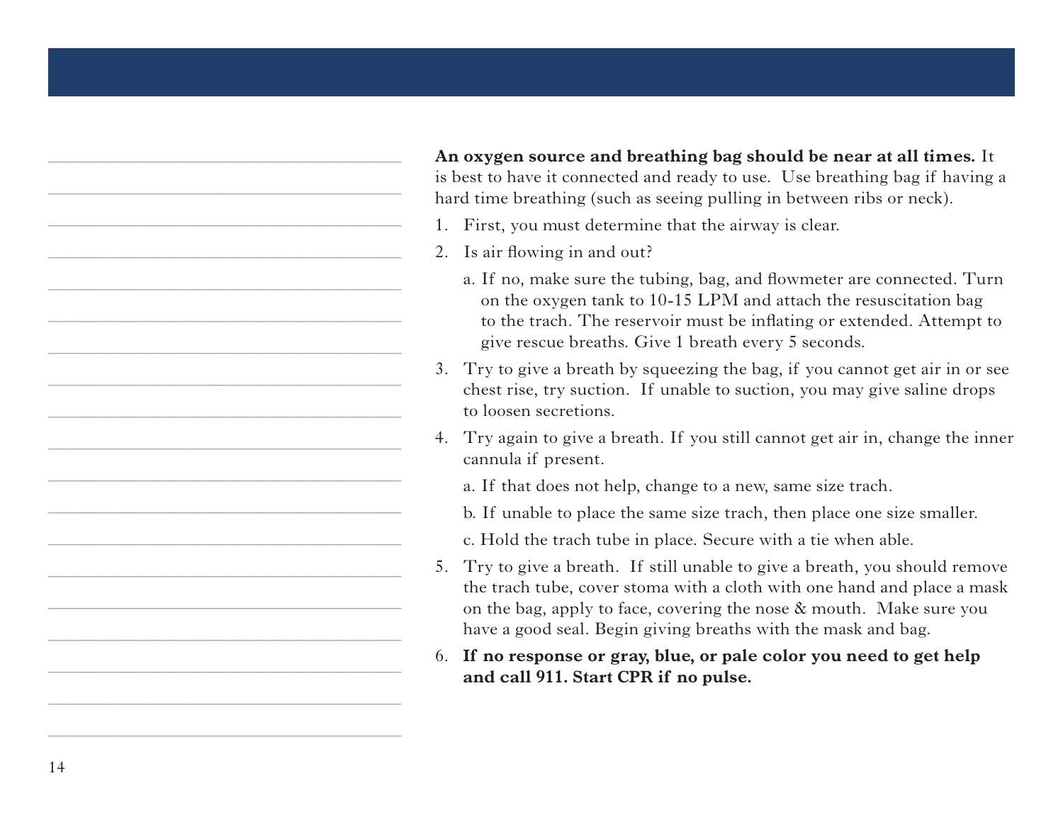**An oxygen source and breathing bag should be near at all times.** It is best to have it connected and ready to use. Use breathing bag if having a hard time breathing (such as seeing pulling in between ribs or neck).

1. First, you must determine that the airway is clear.
2. Is air flowing in and out?
   a. If no, make sure the tubing, bag, and flowmeter are connected. Turn on the oxygen tank to 10-15 LPM and attach the resuscitation bag to the trach. The reservoir must be inflating or extended. Attempt to give rescue breaths. Give 1 breath every 5 seconds.
3. Try to give a breath by squeezing the bag, if you cannot get air in or see chest rise, try suction. If unable to suction, you may give saline drops to loosen secretions.
4. Try again to give a breath. If you still cannot get air in, change the inner cannula if present.
   a. If that does not help, change to a new, same size trach.
   b. If unable to place the same size trach, then place one size smaller.
   c. Hold the trach tube in place. Secure with a tie when able.
5. Try to give a breath. If still unable to give a breath, you should remove the trach tube, cover stoma with a cloth with one hand and place a mask on the bag, apply to face, covering the nose & mouth. Make sure you have a good seal. Begin giving breaths with the mask and bag.
6. **If no response or gray, blue, or pale color you need to get help and call 911. Start CPR if no pulse.**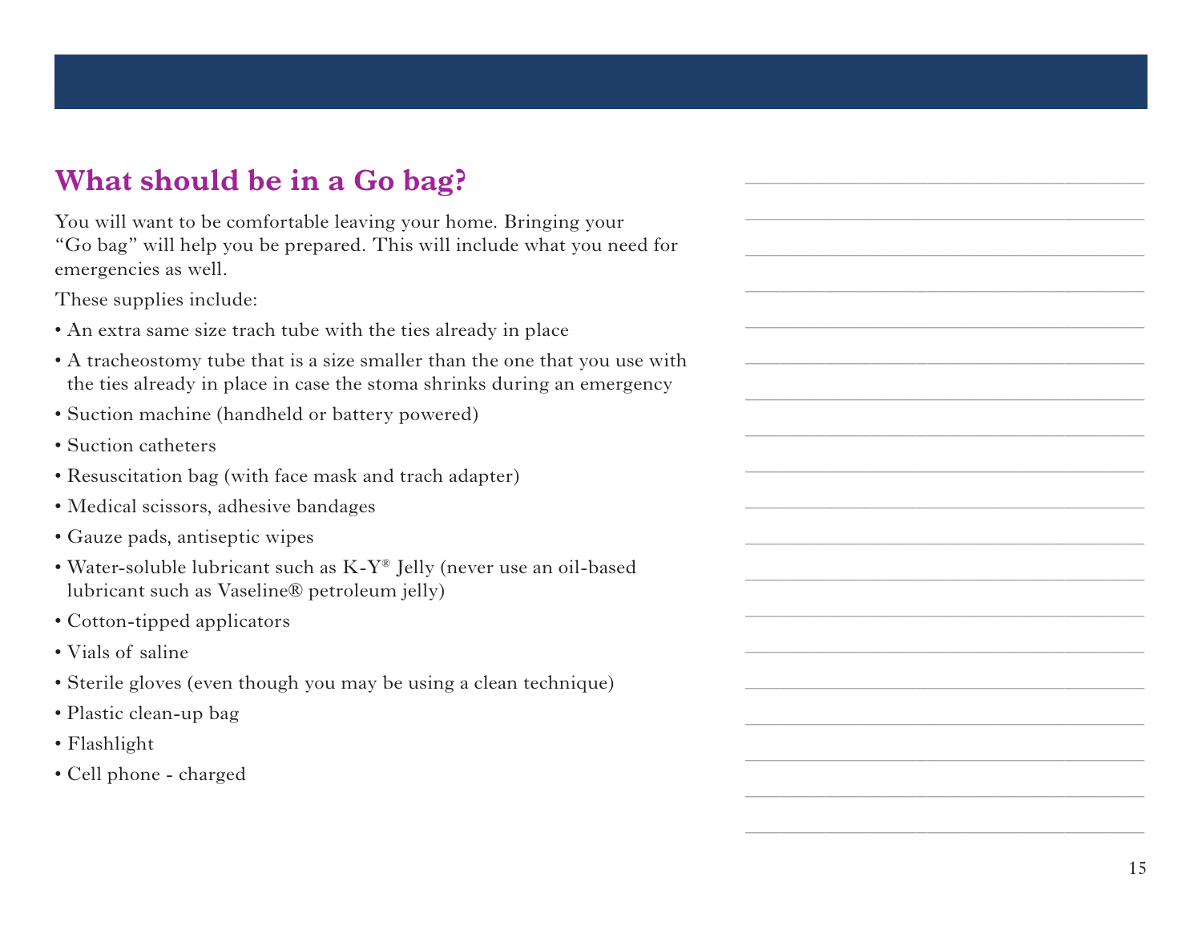## What should be in a Go bag?

You will want to be comfortable leaving your home. Bringing your "Go bag" will help you be prepared. This will include what you need for emergencies as well.

These supplies include:

- An extra same size trach tube with the ties already in place
- A tracheostomy tube that is a size smaller than the one that you use with the ties already in place in case the stoma shrinks during an emergency
- Suction machine (handheld or battery powered)
- Suction catheters
- Resuscitation bag (with face mask and trach adapter)
- Medical scissors, adhesive bandages
- Gauze pads, antiseptic wipes
- Water-soluble lubricant such as K-Y® Jelly (never use an oil-based lubricant such as Vaseline® petroleum jelly)
- Cotton-tipped applicators
- Vials of saline
- Sterile gloves (even though you may be using a clean technique)
- Plastic clean-up bag
- Flashlight
- Cell phone - charged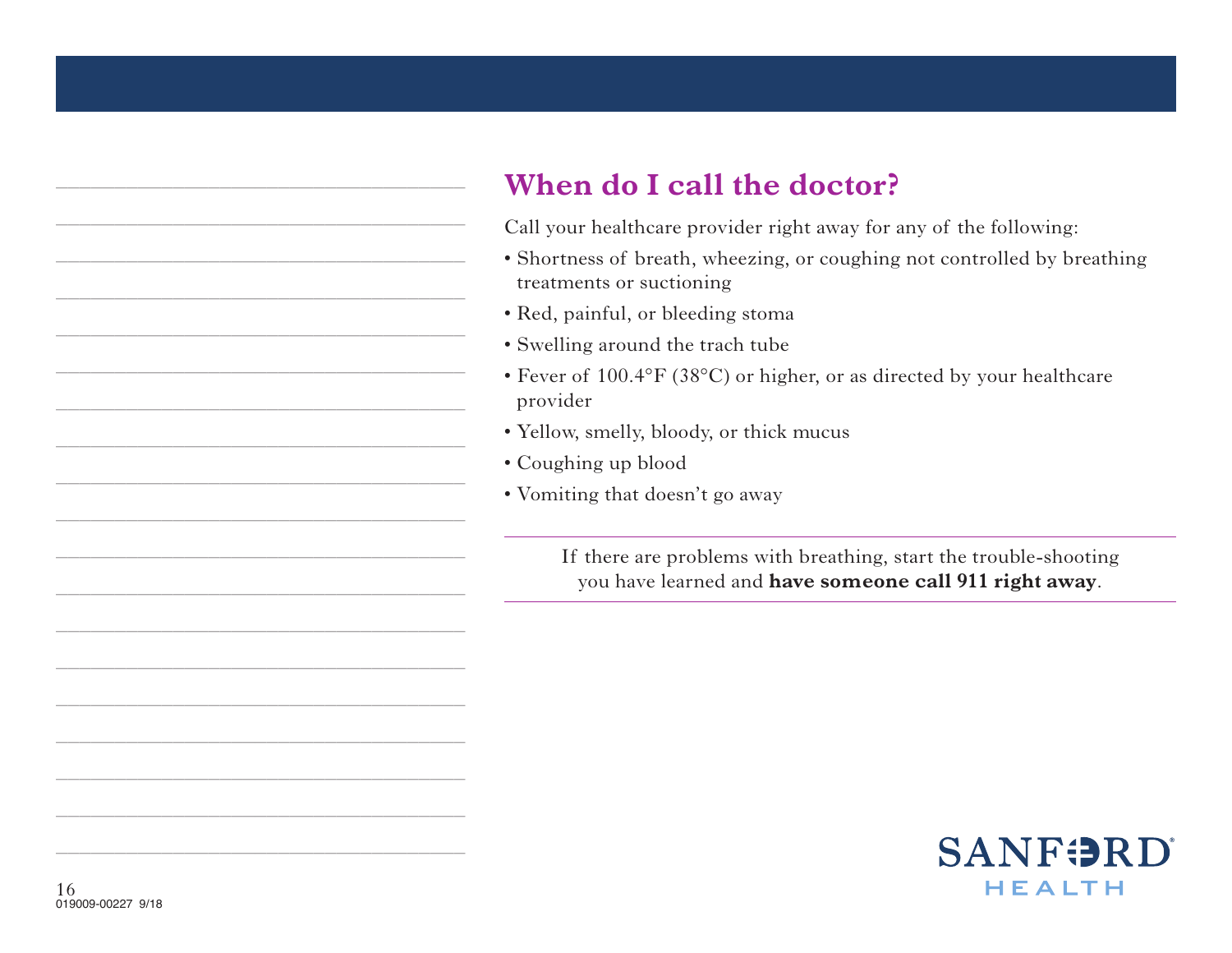## When do I call the doctor?

Call your healthcare provider right away for any of the following:

- Shortness of breath, wheezing, or coughing not controlled by breathing treatments or suctioning
- Red, painful, or bleeding stoma
- Swelling around the trach tube
- Fever of 100.4°F (38°C) or higher, or as directed by your healthcare provider
- Yellow, smelly, bloody, or thick mucus
- Coughing up blood
- Vomiting that doesn't go away

---

If there are problems with breathing, start the trouble-shooting you have learned and **have someone call 911 right away**.

---

019009-00227 9/18

SANFORD HEALTH